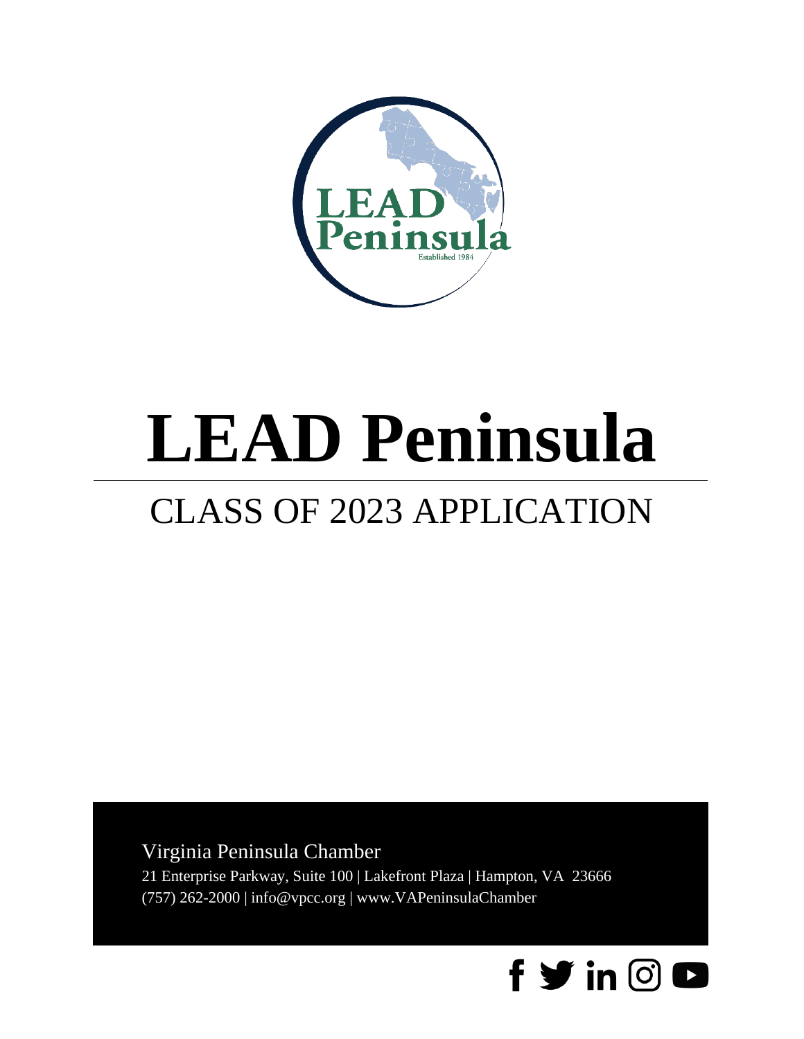# LEAD Peninsula

## CLASS OF 2023 APPLICATION

Virginia Peninsula Chamber

21 Enterprise Parkway, Suite 100 | Lakefront Plaza | Hampton, VA 23666

(757) 262-2000 | info@vpcc.org | www.VAPeninsulaChamber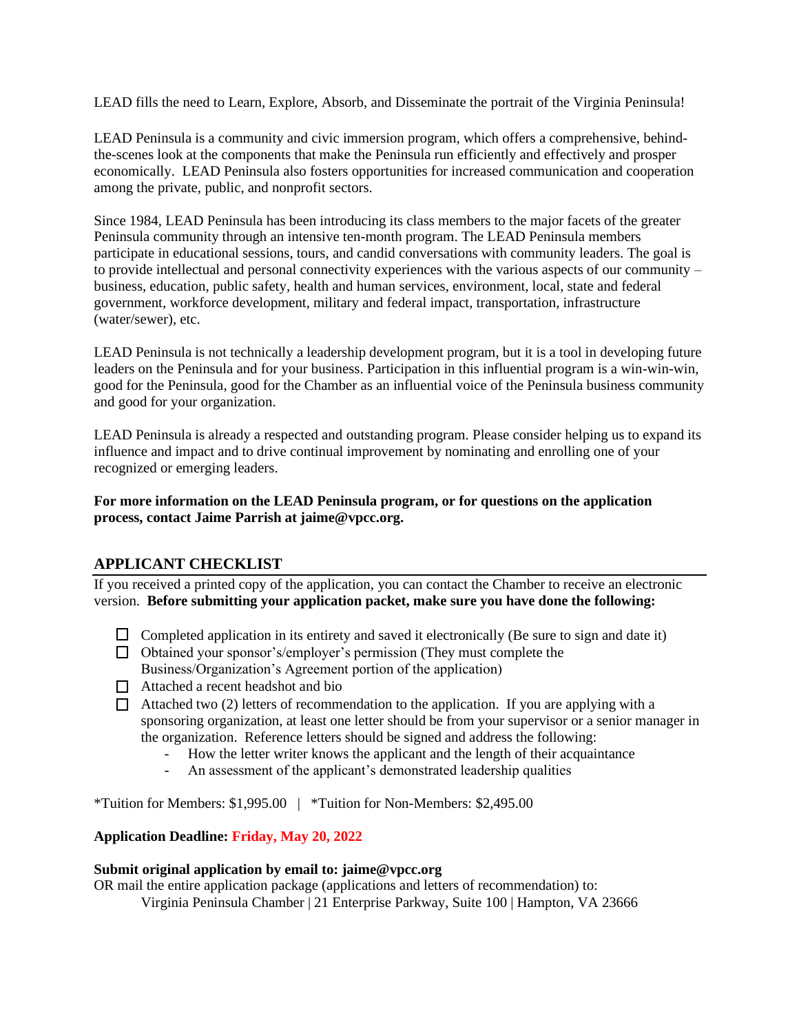LEAD fills the need to Learn, Explore, Absorb, and Disseminate the portrait of the Virginia Peninsula!

LEAD Peninsula is a community and civic immersion program, which offers a comprehensive, behind-the-scenes look at the components that make the Peninsula run efficiently and effectively and prosper economically. LEAD Peninsula also fosters opportunities for increased communication and cooperation among the private, public, and nonprofit sectors.

Since 1984, LEAD Peninsula has been introducing its class members to the major facets of the greater Peninsula community through an intensive ten-month program. The LEAD Peninsula members participate in educational sessions, tours, and candid conversations with community leaders. The goal is to provide intellectual and personal connectivity experiences with the various aspects of our community – business, education, public safety, health and human services, environment, local, state and federal government, workforce development, military and federal impact, transportation, infrastructure (water/sewer), etc.

LEAD Peninsula is not technically a leadership development program, but it is a tool in developing future leaders on the Peninsula and for your business. Participation in this influential program is a win-win-win, good for the Peninsula, good for the Chamber as an influential voice of the Peninsula business community and good for your organization.

LEAD Peninsula is already a respected and outstanding program. Please consider helping us to expand its influence and impact and to drive continual improvement by nominating and enrolling one of your recognized or emerging leaders.

**For more information on the LEAD Peninsula program, or for questions on the application process, contact Jaime Parrish at jaime@vpcc.org.**

## APPLICANT CHECKLIST

If you received a printed copy of the application, you can contact the Chamber to receive an electronic version. **Before submitting your application packet, make sure you have done the following:**

- ☐ Completed application in its entirety and saved it electronically (Be sure to sign and date it)
- ☐ Obtained your sponsor's/employer's permission (They must complete the Business/Organization's Agreement portion of the application)
- ☐ Attached a recent headshot and bio
- ☐ Attached two (2) letters of recommendation to the application. If you are applying with a sponsoring organization, at least one letter should be from your supervisor or a senior manager in the organization. Reference letters should be signed and address the following:
  - How the letter writer knows the applicant and the length of their acquaintance
  - An assessment of the applicant's demonstrated leadership qualities

*Tuition for Members: $1,995.00 | *Tuition for Non-Members: $2,495.00

**Application Deadline: Friday, May 20, 2022**

**Submit original application by email to: jaime@vpcc.org**
OR mail the entire application package (applications and letters of recommendation) to:

Virginia Peninsula Chamber | 21 Enterprise Parkway, Suite 100 | Hampton, VA 23666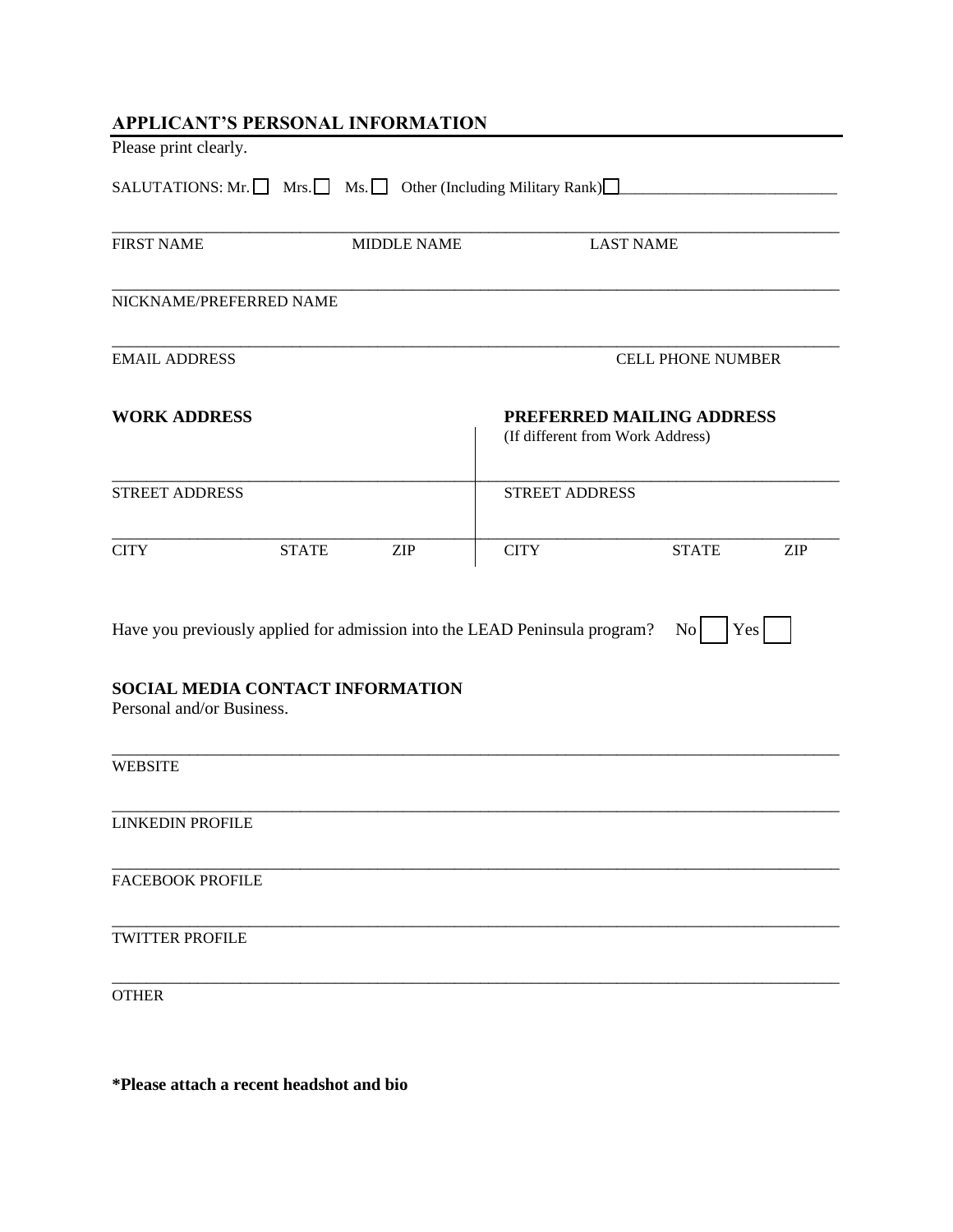## APPLICANT'S PERSONAL INFORMATION

Please print clearly.

SALUTATIONS: Mr. ☐ Mrs. ☐ Ms. ☐ Other (Including Military Rank) ☐ ____________________________

______________________________________________________________________________

FIRST NAME MIDDLE NAME LAST NAME

______________________________________________________________________________

NICKNAME/PREFERRED NAME

______________________________________________________________________________

EMAIL ADDRESS CELL PHONE NUMBER

| **WORK ADDRESS** | | | **PREFERRED MAILING ADDRESS** (If different from Work Address) | | |
|---|---|---|---|---|---|
| STREET ADDRESS | | | STREET ADDRESS | | |
| CITY | STATE | ZIP | CITY | STATE | ZIP |

Have you previously applied for admission into the LEAD Peninsula program? No ☐ Yes ☐

### SOCIAL MEDIA CONTACT INFORMATION

Personal and/or Business.

______________________________________________________________________________

WEBSITE

______________________________________________________________________________

LINKEDIN PROFILE

______________________________________________________________________________

FACEBOOK PROFILE

______________________________________________________________________________

TWITTER PROFILE

______________________________________________________________________________

OTHER

**\*Please attach a recent headshot and bio**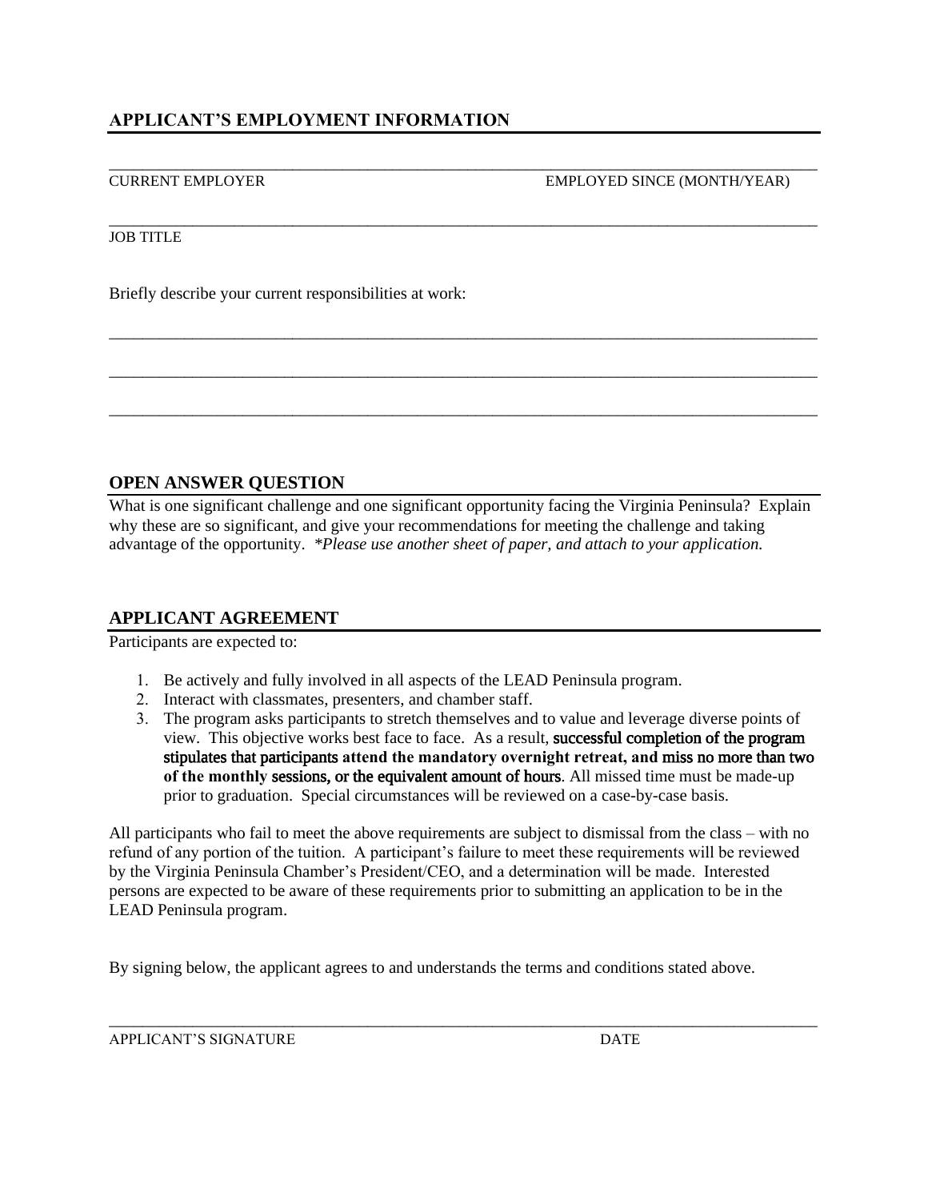## APPLICANT'S EMPLOYMENT INFORMATION

_______________________________________________________________________________________

CURRENT EMPLOYER — EMPLOYED SINCE (MONTH/YEAR)

_______________________________________________________________________________________

JOB TITLE

Briefly describe your current responsibilities at work:

_______________________________________________________________________________________

_______________________________________________________________________________________

_______________________________________________________________________________________

## OPEN ANSWER QUESTION

What is one significant challenge and one significant opportunity facing the Virginia Peninsula? Explain why these are so significant, and give your recommendations for meeting the challenge and taking advantage of the opportunity. *\*Please use another sheet of paper, and attach to your application.*

## APPLICANT AGREEMENT

Participants are expected to:

1. Be actively and fully involved in all aspects of the LEAD Peninsula program.
2. Interact with classmates, presenters, and chamber staff.
3. The program asks participants to stretch themselves and to value and leverage diverse points of view. This objective works best face to face. As a result, successful completion of the program stipulates that participants **attend the mandatory overnight retreat, and miss no more than two of the monthly sessions**, or the equivalent amount of hours. All missed time must be made-up prior to graduation. Special circumstances will be reviewed on a case-by-case basis.

All participants who fail to meet the above requirements are subject to dismissal from the class – with no refund of any portion of the tuition. A participant's failure to meet these requirements will be reviewed by the Virginia Peninsula Chamber's President/CEO, and a determination will be made. Interested persons are expected to be aware of these requirements prior to submitting an application to be in the LEAD Peninsula program.

By signing below, the applicant agrees to and understands the terms and conditions stated above.

_______________________________________________________________________________________

APPLICANT'S SIGNATURE — DATE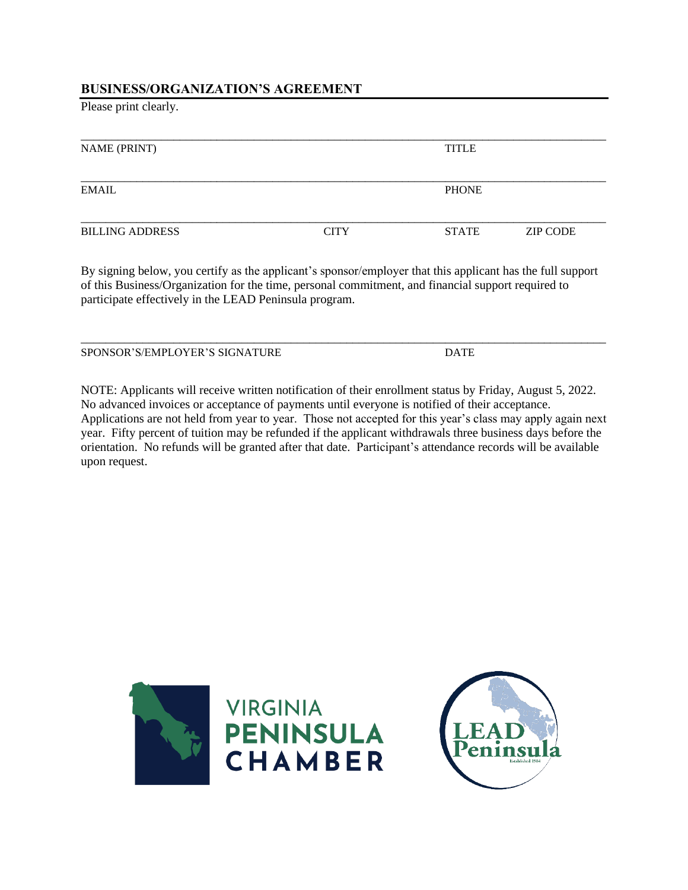## BUSINESS/ORGANIZATION'S AGREEMENT

Please print clearly.

| | |
|---|---|
| NAME (PRINT) | TITLE |
| EMAIL | PHONE |

| | | | |
|---|---|---|---|
| BILLING ADDRESS | CITY | STATE | ZIP CODE |

By signing below, you certify as the applicant's sponsor/employer that this applicant has the full support of this Business/Organization for the time, personal commitment, and financial support required to participate effectively in the LEAD Peninsula program.

| | |
|---|---|
| SPONSOR'S/EMPLOYER'S SIGNATURE | DATE |

NOTE: Applicants will receive written notification of their enrollment status by Friday, August 5, 2022. No advanced invoices or acceptance of payments until everyone is notified of their acceptance. Applications are not held from year to year. Those not accepted for this year's class may apply again next year. Fifty percent of tuition may be refunded if the applicant withdrawals three business days before the orientation. No refunds will be granted after that date. Participant's attendance records will be available upon request.

VIRGINIA PENINSULA CHAMBER

LEAD Peninsula
Established 1984